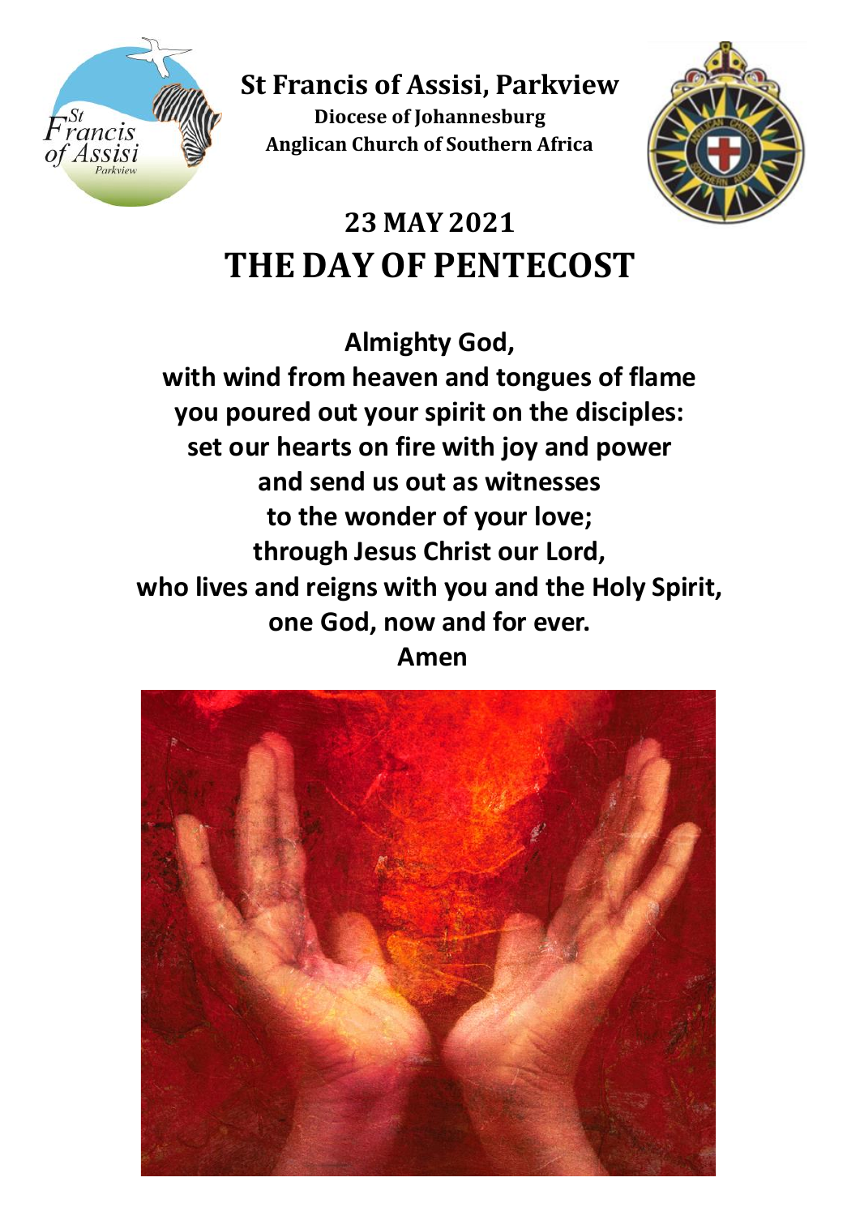# St Francis of Assisi, Parkview

**Diocese of Johannesburg**
**Anglican Church of Southern Africa**

## 23 MAY 2021
# THE DAY OF PENTECOST

**Almighty God,**
**with wind from heaven and tongues of flame**
**you poured out your spirit on the disciples:**
**set our hearts on fire with joy and power**
**and send us out as witnesses**
**to the wonder of your love;**
**through Jesus Christ our Lord,**
**who lives and reigns with you and the Holy Spirit,**
**one God, now and for ever.**
**Amen**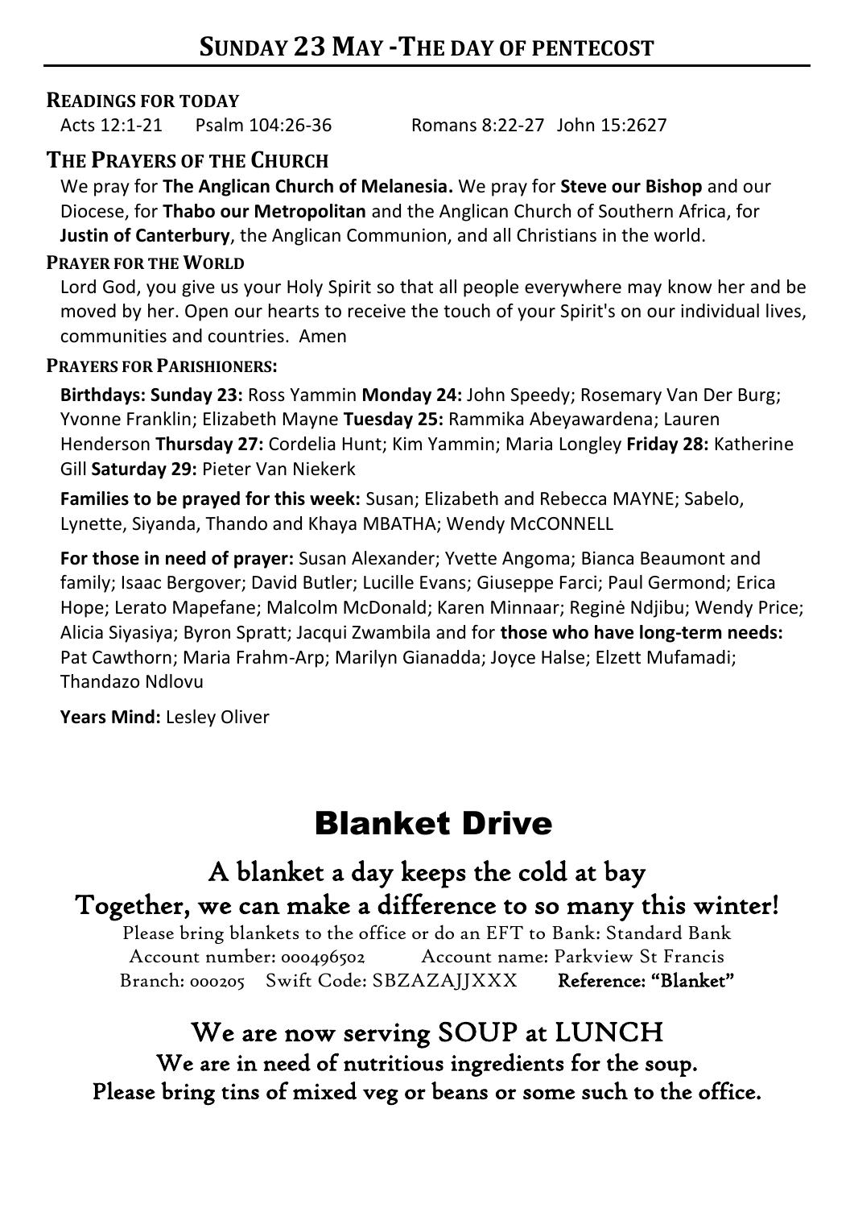## SUNDAY 23 MAY - THE DAY OF PENTECOST

### READINGS FOR TODAY

Acts 12:1-21 Psalm 104:26-36 Romans 8:22-27 John 15:2627

### THE PRAYERS OF THE CHURCH

We pray for **The Anglican Church of Melanesia.** We pray for **Steve our Bishop** and our Diocese, for **Thabo our Metropolitan** and the Anglican Church of Southern Africa, for **Justin of Canterbury**, the Anglican Communion, and all Christians in the world.

#### PRAYER FOR THE WORLD

Lord God, you give us your Holy Spirit so that all people everywhere may know her and be moved by her. Open our hearts to receive the touch of your Spirit's on our individual lives, communities and countries. Amen

#### PRAYERS FOR PARISHIONERS:

**Birthdays: Sunday 23:** Ross Yammin **Monday 24:** John Speedy; Rosemary Van Der Burg; Yvonne Franklin; Elizabeth Mayne **Tuesday 25:** Rammika Abeyawardena; Lauren Henderson **Thursday 27:** Cordelia Hunt; Kim Yammin; Maria Longley **Friday 28:** Katherine Gill **Saturday 29:** Pieter Van Niekerk

**Families to be prayed for this week:** Susan; Elizabeth and Rebecca MAYNE; Sabelo, Lynette, Siyanda, Thando and Khaya MBATHA; Wendy McCONNELL

**For those in need of prayer:** Susan Alexander; Yvette Angoma; Bianca Beaumont and family; Isaac Bergover; David Butler; Lucille Evans; Giuseppe Farci; Paul Germond; Erica Hope; Lerato Mapefane; Malcolm McDonald; Karen Minnaar; Reginė Ndjibu; Wendy Price; Alicia Siyasiya; Byron Spratt; Jacqui Zwambila and for **those who have long-term needs:** Pat Cawthorn; Maria Frahm-Arp; Marilyn Gianadda; Joyce Halse; Elzett Mufamadi; Thandazo Ndlovu

**Years Mind:** Lesley Oliver

# Blanket Drive

## A blanket a day keeps the cold at bay

## Together, we can make a difference to so many this winter!

Please bring blankets to the office or do an EFT to Bank: Standard Bank
Account number: 000496502 Account name: Parkview St Francis
Branch: 000205 Swift Code: SBZAZAJJXXX **Reference: "Blanket"**

## We are now serving SOUP at LUNCH

**We are in need of nutritious ingredients for the soup.**
**Please bring tins of mixed veg or beans or some such to the office.**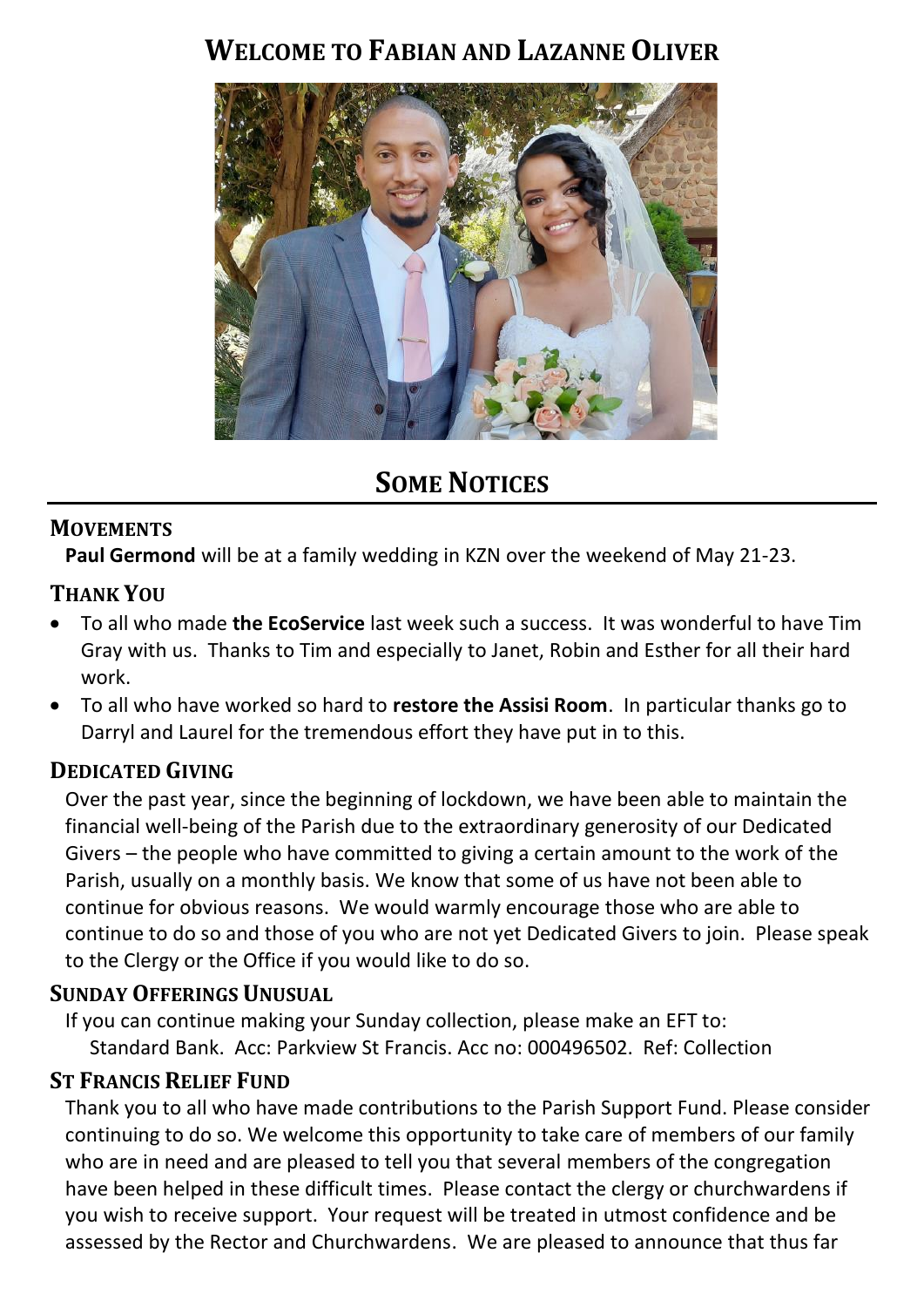# Welcome to Fabian and Lazanne Oliver

# Some Notices

## Movements

**Paul Germond** will be at a family wedding in KZN over the weekend of May 21-23.

## Thank You

- To all who made **the EcoService** last week such a success. It was wonderful to have Tim Gray with us. Thanks to Tim and especially to Janet, Robin and Esther for all their hard work.
- To all who have worked so hard to **restore the Assisi Room**. In particular thanks go to Darryl and Laurel for the tremendous effort they have put in to this.

## Dedicated Giving

Over the past year, since the beginning of lockdown, we have been able to maintain the financial well-being of the Parish due to the extraordinary generosity of our Dedicated Givers – the people who have committed to giving a certain amount to the work of the Parish, usually on a monthly basis. We know that some of us have not been able to continue for obvious reasons. We would warmly encourage those who are able to continue to do so and those of you who are not yet Dedicated Givers to join. Please speak to the Clergy or the Office if you would like to do so.

## Sunday Offerings Unusual

If you can continue making your Sunday collection, please make an EFT to:
Standard Bank. Acc: Parkview St Francis. Acc no: 000496502. Ref: Collection

## St Francis Relief Fund

Thank you to all who have made contributions to the Parish Support Fund. Please consider continuing to do so. We welcome this opportunity to take care of members of our family who are in need and are pleased to tell you that several members of the congregation have been helped in these difficult times. Please contact the clergy or churchwardens if you wish to receive support. Your request will be treated in utmost confidence and be assessed by the Rector and Churchwardens. We are pleased to announce that thus far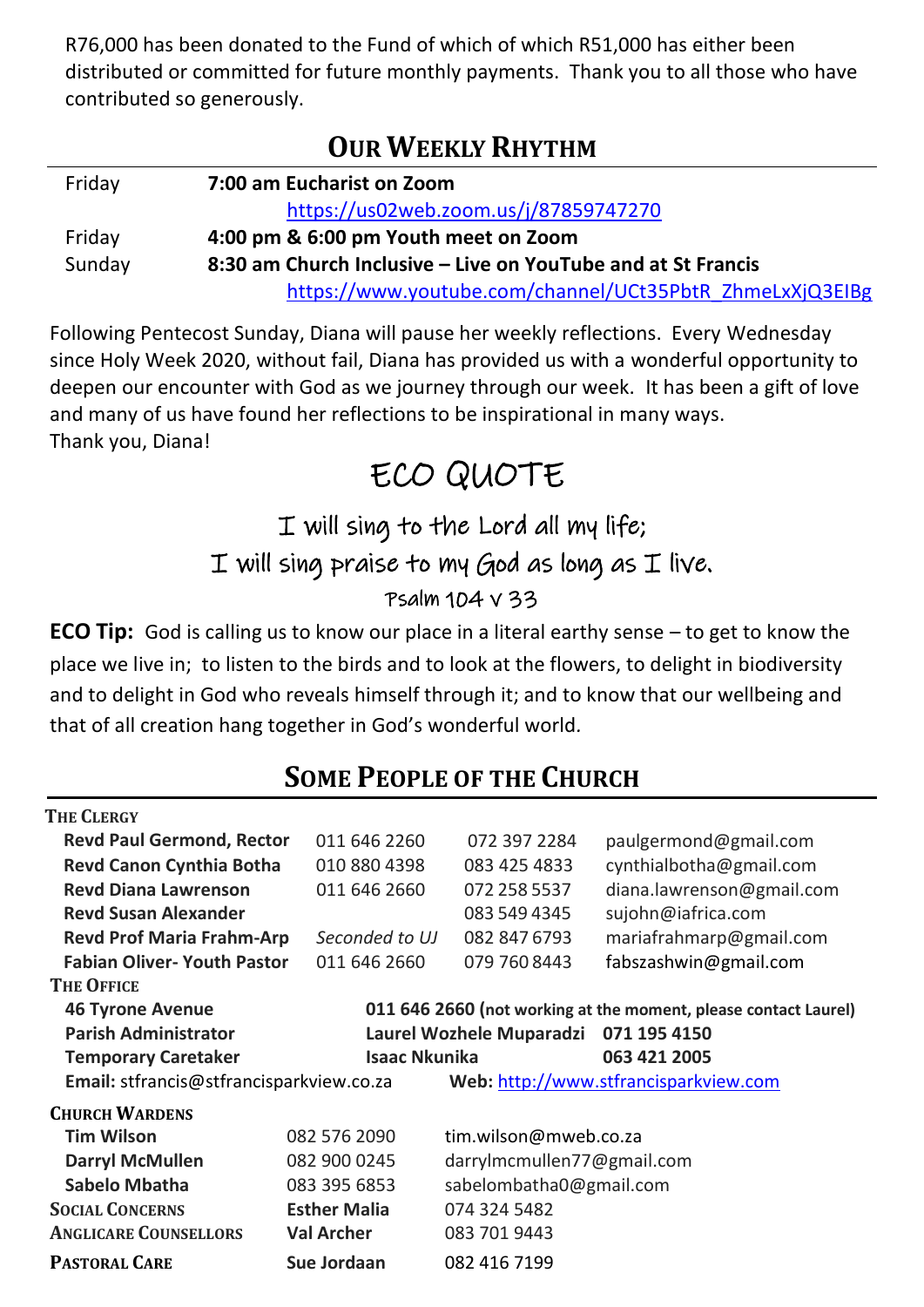R76,000 has been donated to the Fund of which of which R51,000 has either been distributed or committed for future monthly payments. Thank you to all those who have contributed so generously.

## Our Weekly Rhythm

| | |
|---|---|
| Friday | **7:00 am Eucharist on Zoom** |
| | https://us02web.zoom.us/j/87859747270 |
| Friday | **4:00 pm & 6:00 pm Youth meet on Zoom** |
| Sunday | **8:30 am Church Inclusive – Live on YouTube and at St Francis** |
| | https://www.youtube.com/channel/UCt35PbtR_ZhmeLxXjQ3EIBg |

Following Pentecost Sunday, Diana will pause her weekly reflections. Every Wednesday since Holy Week 2020, without fail, Diana has provided us with a wonderful opportunity to deepen our encounter with God as we journey through our week. It has been a gift of love and many of us have found her reflections to be inspirational in many ways.
Thank you, Diana!

# ECO QUOTE

I will sing to the Lord all my life;
I will sing praise to my God as long as I live.
Psalm 104 v 33

**ECO Tip:** God is calling us to know our place in a literal earthy sense – to get to know the place we live in; to listen to the birds and to look at the flowers, to delight in biodiversity and to delight in God who reveals himself through it; and to know that our wellbeing and that of all creation hang together in God's wonderful world.

## Some People of the Church

**The Clergy**

| | | | |
|---|---|---|---|
| **Revd Paul Germond, Rector** | 011 646 2260 | 072 397 2284 | paulgermond@gmail.com |
| **Revd Canon Cynthia Botha** | 010 880 4398 | 083 425 4833 | cynthialbotha@gmail.com |
| **Revd Diana Lawrenson** | 011 646 2660 | 072 258 5537 | diana.lawrenson@gmail.com |
| **Revd Susan Alexander** | | 083 549 4345 | sujohn@iafrica.com |
| **Revd Prof Maria Frahm-Arp** | *Seconded to UJ* | 082 847 6793 | mariafrahmarp@gmail.com |
| **Fabian Oliver- Youth Pastor** | 011 646 2660 | 079 760 8443 | fabszashwin@gmail.com |

**The Office**

| | | |
|---|---|---|
| **46 Tyrone Avenue** | **011 646 2660** (not working at the moment, please contact Laurel) | |
| **Parish Administrator** | **Laurel Wozhele Muparadzi** | **071 195 4150** |
| **Temporary Caretaker** | **Isaac Nkunika** | **063 421 2005** |

**Email:** stfrancis@stfrancisparkview.co.za **Web:** http://www.stfrancisparkview.com

**Church Wardens**

| | | |
|---|---|---|
| **Tim Wilson** | 082 576 2090 | tim.wilson@mweb.co.za |
| **Darryl McMullen** | 082 900 0245 | darrylmcmullen77@gmail.com |
| **Sabelo Mbatha** | 083 395 6853 | sabelombatha0@gmail.com |
| **Social Concerns** | **Esther Malia** | 074 324 5482 |
| **Anglicare Counsellors** | **Val Archer** | 083 701 9443 |
| **Pastoral Care** | **Sue Jordaan** | 082 416 7199 |